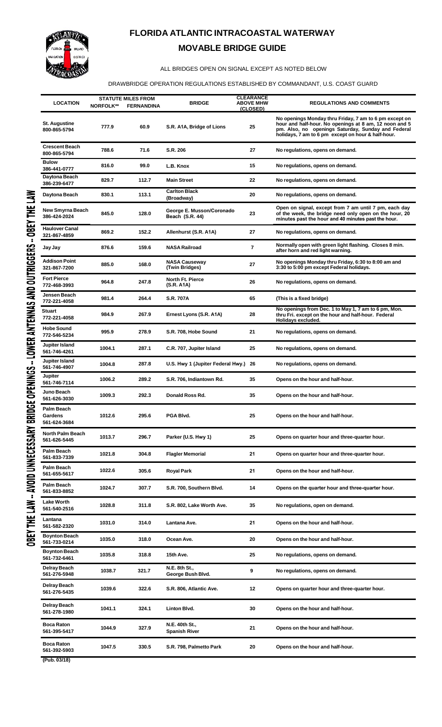# FLORIDA ATLANTIC INTRACOASTAL WATERWAY

## MOVABLE BRIDGE GUIDE

ALL BRIDGES OPEN ON SIGNAL EXCEPT AS NOTED BELOW

DRAWBRIDGE OPERATION REGULATIONS ESTABLISHED BY COMMANDANT, U.S. COAST GUARD

OBEY THE LAW -- AVOID UNNECESSARY BRIDGE OPENINGS -- LOWER ANTENNAS AND OUTRIGGERS -- OBEY THE LAW

| LOCATION | STATUTE MILES FROM NORFOLK** | STATUTE MILES FROM FERNANDINA | BRIDGE | CLEARANCE ABOVE MHW (CLOSED) | REGULATIONS AND COMMENTS |
|---|---|---|---|---|---|
| St. Augustine 800-865-5794 | 777.9 | 60.9 | S.R. A1A, Bridge of Lions | 25 | No openings Monday thru Friday, 7 am to 6 pm except on hour and half-hour. No openings at 8 am, 12 noon and 5 pm. Also, no openings Saturday, Sunday and Federal holidays, 7 am to 6 pm except on hour & half-hour. |
| Crescent Beach 800-865-5794 | 788.6 | 71.6 | S.R. 206 | 27 | No regulations, opens on demand. |
| Bulow 386-441-0777 | 816.0 | 99.0 | L.B. Knox | 15 | No regulations, opens on demand. |
| Daytona Beach 386-239-6477 | 829.7 | 112.7 | Main Street | 22 | No regulations, opens on demand. |
| Daytona Beach | 830.1 | 113.1 | Carlton Black (Broadway) | 20 | No regulations, opens on demand. |
| New Smyrna Beach 386-424-2024 | 845.0 | 128.0 | George E. Musson/Coronado Beach (S.R. 44) | 23 | Open on signal, except from 7 am until 7 pm, each day of the week, the bridge need only open on the hour, 20 minutes past the hour and 40 minutes past the hour. |
| Haulover Canal 321-867-4859 | 869.2 | 152.2 | Allenhurst (S.R. A1A) | 27 | No regulations, opens on demand. |
| Jay Jay | 876.6 | 159.6 | NASA Railroad | 7 | Normally open with green light flashing. Closes 8 min. after horn and red light warning. |
| Addison Point 321-867-7200 | 885.0 | 168.0 | NASA Causeway (Twin Bridges) | 27 | No openings Monday thru Friday, 6:30 to 8:00 am and 3:30 to 5:00 pm except Federal holidays. |
| Fort Pierce 772-468-3993 | 964.8 | 247.8 | North Ft. Pierce (S.R. A1A) | 26 | No regulations, opens on demand. |
| Jensen Beach 772-221-4058 | 981.4 | 264.4 | S.R. 707A | 65 | (This is a fixed bridge) |
| Stuart 772-221-4058 | 984.9 | 267.9 | Ernest Lyons (S.R. A1A) | 28 | No openings from Dec. 1 to May 1, 7 am to 6 pm, Mon. thru Fri. except on the hour and half-hour. Federal Holidays excluded. |
| Hobe Sound 772-546-5234 | 995.9 | 278.9 | S.R. 708, Hobe Sound | 21 | No regulations, opens on demand. |
| Jupiter Island 561-746-4261 | 1004.1 | 287.1 | C.R. 707, Jupiter Island | 25 | No regulations, opens on demand. |
| Jupiter Island 561-746-4907 | 1004.8 | 287.8 | U.S. Hwy 1 (Jupiter Federal Hwy.) | 26 | No regulations, opens on demand. |
| Jupiter 561-746-7114 | 1006.2 | 289.2 | S.R. 706, Indiantown Rd. | 35 | Opens on the hour and half-hour. |
| Juno Beach 561-626-3030 | 1009.3 | 292.3 | Donald Ross Rd. | 35 | Opens on the hour and half-hour. |
| Palm Beach Gardens 561-624-3684 | 1012.6 | 295.6 | PGA Blvd. | 25 | Opens on the hour and half-hour. |
| North Palm Beach 561-626-5445 | 1013.7 | 296.7 | Parker (U.S. Hwy 1) | 25 | Opens on quarter hour and three-quarter hour. |
| Palm Beach 561-833-7339 | 1021.8 | 304.8 | Flagler Memorial | 21 | Opens on quarter hour and three-quarter hour. |
| Palm Beach 561-655-5617 | 1022.6 | 305.6 | Royal Park | 21 | Opens on the hour and half-hour. |
| Palm Beach 561-833-8852 | 1024.7 | 307.7 | S.R. 700, Southern Blvd. | 14 | Opens on the quarter hour and three-quarter hour. |
| Lake Worth 561-540-2516 | 1028.8 | 311.8 | S.R. 802, Lake Worth Ave. | 35 | No regulations, open on demand. |
| Lantana 561-582-2320 | 1031.0 | 314.0 | Lantana Ave. | 21 | Opens on the hour and half-hour. |
| Boynton Beach 561-733-0214 | 1035.0 | 318.0 | Ocean Ave. | 20 | Opens on the hour and half-hour. |
| Boynton Beach 561-732-6461 | 1035.8 | 318.8 | 15th Ave. | 25 | No regulations, opens on demand. |
| Delray Beach 561-276-5948 | 1038.7 | 321.7 | N.E. 8th St., George Bush Blvd. | 9 | No regulations, opens on demand. |
| Delray Beach 561-276-5435 | 1039.6 | 322.6 | S.R. 806, Atlantic Ave. | 12 | Opens on quarter hour and three-quarter hour. |
| Delray Beach 561-278-1980 | 1041.1 | 324.1 | Linton Blvd. | 30 | Opens on the hour and half-hour. |
| Boca Raton 561-395-5417 | 1044.9 | 327.9 | N.E. 40th St., Spanish River | 21 | Opens on the hour and half-hour. |
| Boca Raton 561-392-5903 | 1047.5 | 330.5 | S.R. 798, Palmetto Park | 20 | Opens on the hour and half-hour. |

(Pub. 03/18)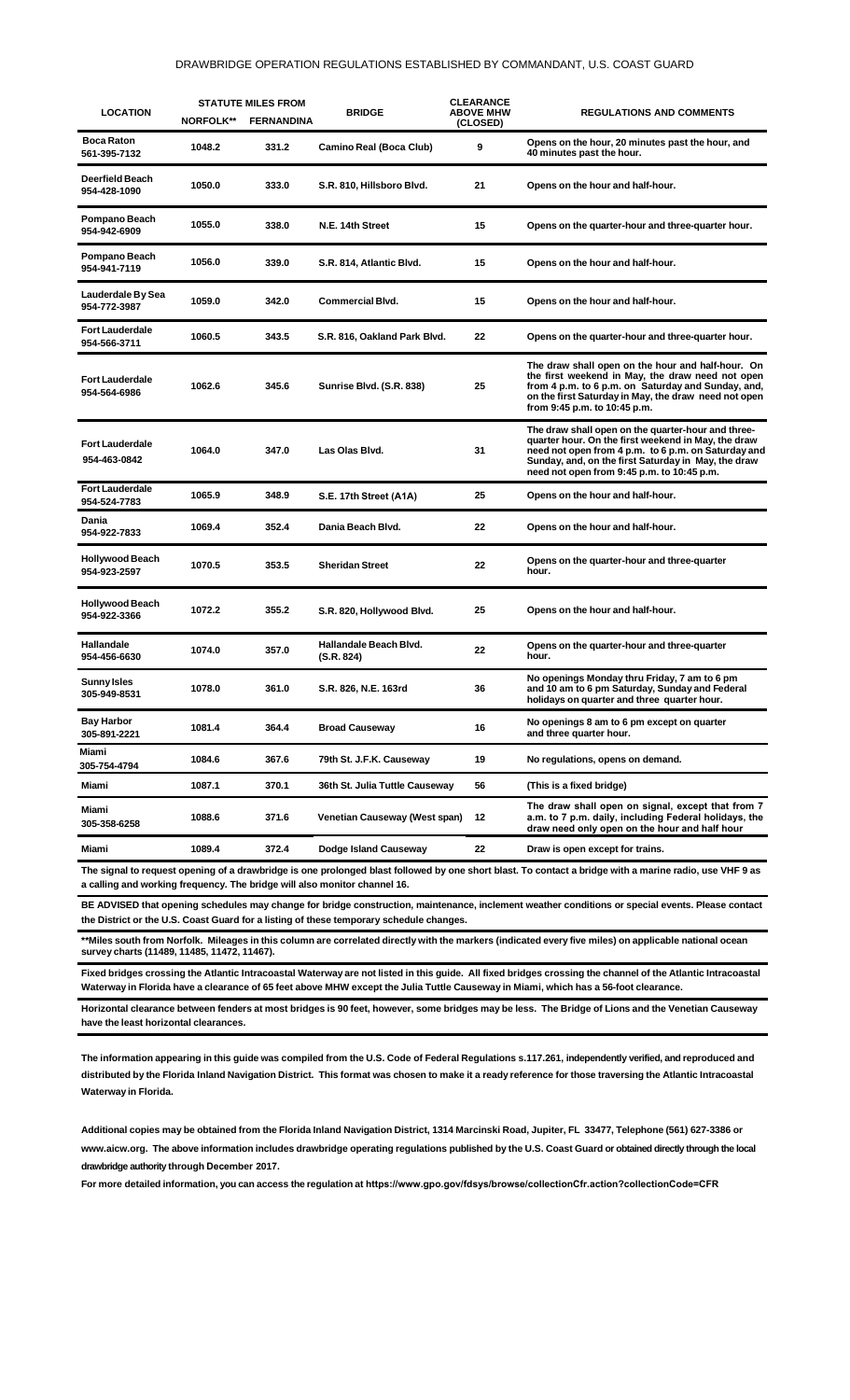DRAWBRIDGE OPERATION REGULATIONS ESTABLISHED BY COMMANDANT, U.S. COAST GUARD

| LOCATION | STATUTE MILES FROM NORFOLK** | STATUTE MILES FROM FERNANDINA | BRIDGE | CLEARANCE ABOVE MHW (CLOSED) | REGULATIONS AND COMMENTS |
|---|---|---|---|---|---|
| **Boca Raton** 561-395-7132 | 1048.2 | 331.2 | Camino Real (Boca Club) | 9 | Opens on the hour, 20 minutes past the hour, and 40 minutes past the hour. |
| **Deerfield Beach** 954-428-1090 | 1050.0 | 333.0 | S.R. 810, Hillsboro Blvd. | 21 | Opens on the hour and half-hour. |
| **Pompano Beach** 954-942-6909 | 1055.0 | 338.0 | N.E. 14th Street | 15 | Opens on the quarter-hour and three-quarter hour. |
| **Pompano Beach** 954-941-7119 | 1056.0 | 339.0 | S.R. 814, Atlantic Blvd. | 15 | Opens on the hour and half-hour. |
| **Lauderdale By Sea** 954-772-3987 | 1059.0 | 342.0 | Commercial Blvd. | 15 | Opens on the hour and half-hour. |
| **Fort Lauderdale** 954-566-3711 | 1060.5 | 343.5 | S.R. 816, Oakland Park Blvd. | 22 | Opens on the quarter-hour and three-quarter hour. |
| **Fort Lauderdale** 954-564-6986 | 1062.6 | 345.6 | Sunrise Blvd. (S.R. 838) | 25 | The draw shall open on the hour and half-hour. On the first weekend in May, the draw need not open from 4 p.m. to 6 p.m. on Saturday and Sunday, and, on the first Saturday in May, the draw need not open from 9:45 p.m. to 10:45 p.m. |
| **Fort Lauderdale** 954-463-0842 | 1064.0 | 347.0 | Las Olas Blvd. | 31 | The draw shall open on the quarter-hour and three-quarter hour. On the first weekend in May, the draw need not open from 4 p.m. to 6 p.m. on Saturday and Sunday, and, on the first Saturday in May, the draw need not open from 9:45 p.m. to 10:45 p.m. |
| **Fort Lauderdale** 954-524-7783 | 1065.9 | 348.9 | S.E. 17th Street (A1A) | 25 | Opens on the hour and half-hour. |
| **Dania** 954-922-7833 | 1069.4 | 352.4 | Dania Beach Blvd. | 22 | Opens on the hour and half-hour. |
| **Hollywood Beach** 954-923-2597 | 1070.5 | 353.5 | Sheridan Street | 22 | Opens on the quarter-hour and three-quarter hour. |
| **Hollywood Beach** 954-922-3366 | 1072.2 | 355.2 | S.R. 820, Hollywood Blvd. | 25 | Opens on the hour and half-hour. |
| **Hallandale** 954-456-6630 | 1074.0 | 357.0 | Hallandale Beach Blvd. (S.R. 824) | 22 | Opens on the quarter-hour and three-quarter hour. |
| **Sunny Isles** 305-949-8531 | 1078.0 | 361.0 | S.R. 826, N.E. 163rd | 36 | No openings Monday thru Friday, 7 am to 6 pm and 10 am to 6 pm Saturday, Sunday and Federal holidays on quarter and three quarter hour. |
| **Bay Harbor** 305-891-2221 | 1081.4 | 364.4 | Broad Causeway | 16 | No openings 8 am to 6 pm except on quarter and three quarter hour. |
| **Miami** 305-754-4794 | 1084.6 | 367.6 | 79th St. J.F.K. Causeway | 19 | No regulations, opens on demand. |
| **Miami** | 1087.1 | 370.1 | 36th St. Julia Tuttle Causeway | 56 | (This is a fixed bridge) |
| **Miami** 305-358-6258 | 1088.6 | 371.6 | Venetian Causeway (West span) | 12 | The draw shall open on signal, except that from 7 a.m. to 7 p.m. daily, including Federal holidays, the draw need only open on the hour and half hour |
| **Miami** | 1089.4 | 372.4 | Dodge Island Causeway | 22 | Draw is open except for trains. |

**The signal to request opening of a drawbridge is one prolonged blast followed by one short blast. To contact a bridge with a marine radio, use VHF 9 as a calling and working frequency. The bridge will also monitor channel 16.**

**BE ADVISED that opening schedules may change for bridge construction, maintenance, inclement weather conditions or special events. Please contact the District or the U.S. Coast Guard for a listing of these temporary schedule changes.**

**\*\*Miles south from Norfolk. Mileages in this column are correlated directly with the markers (indicated every five miles) on applicable national ocean survey charts (11489, 11485, 11472, 11467).**

**Fixed bridges crossing the Atlantic Intracoastal Waterway are not listed in this guide. All fixed bridges crossing the channel of the Atlantic Intracoastal Waterway in Florida have a clearance of 65 feet above MHW except the Julia Tuttle Causeway in Miami, which has a 56-foot clearance.**

**Horizontal clearance between fenders at most bridges is 90 feet, however, some bridges may be less. The Bridge of Lions and the Venetian Causeway have the least horizontal clearances.**

**The information appearing in this guide was compiled from the U.S. Code of Federal Regulations s.117.261, independently verified, and reproduced and distributed by the Florida Inland Navigation District. This format was chosen to make it a ready reference for those traversing the Atlantic Intracoastal Waterway in Florida.**

**Additional copies may be obtained from the Florida Inland Navigation District, 1314 Marcinski Road, Jupiter, FL 33477, Telephone (561) 627-3386 or www.aicw.org. The above information includes drawbridge operating regulations published by the U.S. Coast Guard or obtained directly through the local drawbridge authority through December 2017.**

**For more detailed information, you can access the regulation at https://www.gpo.gov/fdsys/browse/collectionCfr.action?collectionCode=CFR**